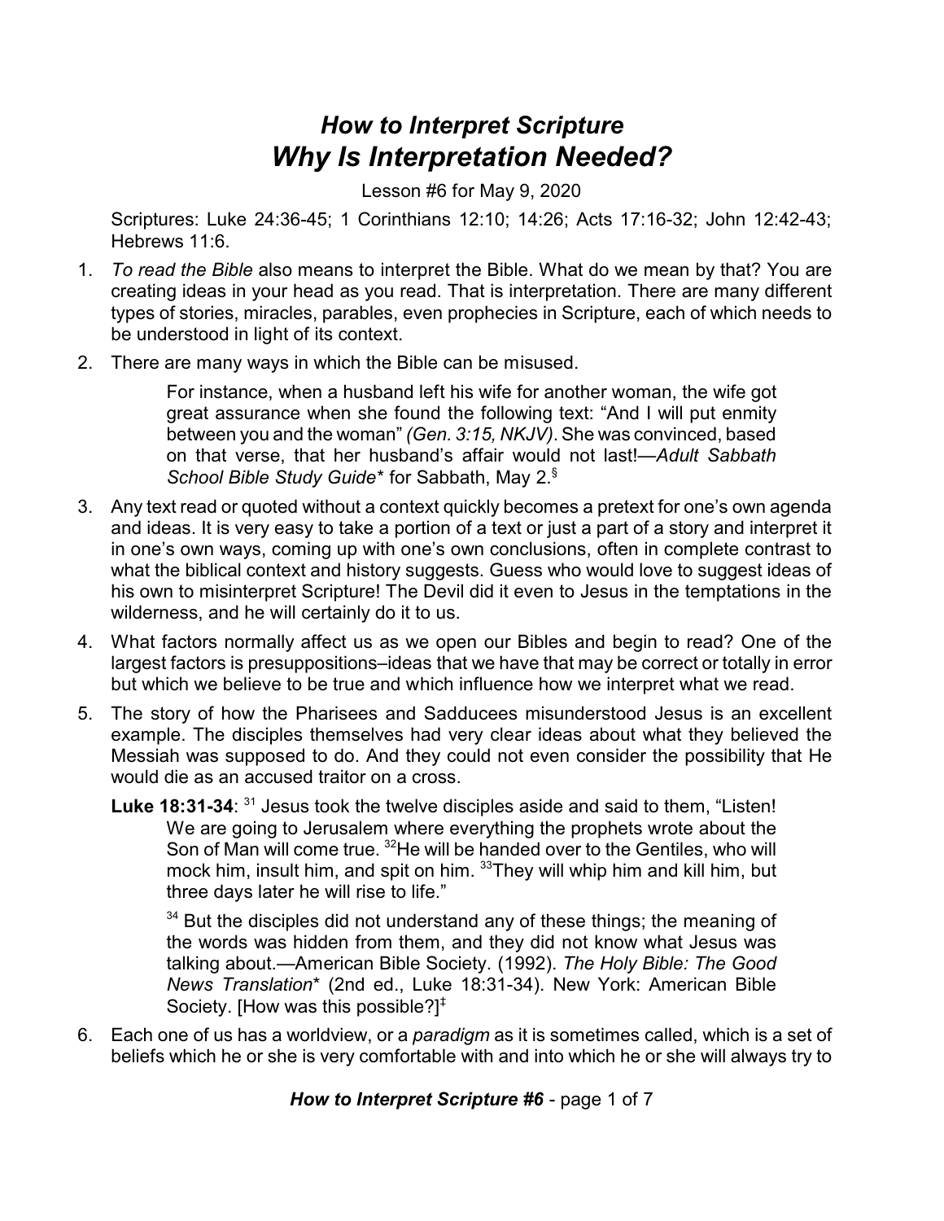# *How to Interpret Scripture*
## *Why Is Interpretation Needed?*

Lesson #6 for May 9, 2020

Scriptures: Luke 24:36-45; 1 Corinthians 12:10; 14:26; Acts 17:16-32; John 12:42-43; Hebrews 11:6.

1. *To read the Bible* also means to interpret the Bible. What do we mean by that? You are creating ideas in your head as you read. That is interpretation. There are many different types of stories, miracles, parables, even prophecies in Scripture, each of which needs to be understood in light of its context.

2. There are many ways in which the Bible can be misused.

   > For instance, when a husband left his wife for another woman, the wife got great assurance when she found the following text: "And I will put enmity between you and the woman" *(Gen. 3:15, NKJV)*. She was convinced, based on that verse, that her husband's affair would not last!—*Adult Sabbath School Bible Study Guide*\* for Sabbath, May 2.[§]

3. Any text read or quoted without a context quickly becomes a pretext for one's own agenda and ideas. It is very easy to take a portion of a text or just a part of a story and interpret it in one's own ways, coming up with one's own conclusions, often in complete contrast to what the biblical context and history suggests. Guess who would love to suggest ideas of his own to misinterpret Scripture! The Devil did it even to Jesus in the temptations in the wilderness, and he will certainly do it to us.

4. What factors normally affect us as we open our Bibles and begin to read? One of the largest factors is presuppositions–ideas that we have that may be correct or totally in error but which we believe to be true and which influence how we interpret what we read.

5. The story of how the Pharisees and Sadducees misunderstood Jesus is an excellent example. The disciples themselves had very clear ideas about what they believed the Messiah was supposed to do. And they could not even consider the possibility that He would die as an accused traitor on a cross.

   **Luke 18:31-34**: [31] Jesus took the twelve disciples aside and said to them, "Listen! We are going to Jerusalem where everything the prophets wrote about the Son of Man will come true. [32]He will be handed over to the Gentiles, who will mock him, insult him, and spit on him. [33]They will whip him and kill him, but three days later he will rise to life."

   > [34] But the disciples did not understand any of these things; the meaning of the words was hidden from them, and they did not know what Jesus was talking about.—American Bible Society. (1992). *The Holy Bible: The Good News Translation*\* (2nd ed., Luke 18:31-34). New York: American Bible Society. [How was this possible?][‡]

6. Each one of us has a worldview, or a *paradigm* as it is sometimes called, which is a set of beliefs which he or she is very comfortable with and into which he or she will always try to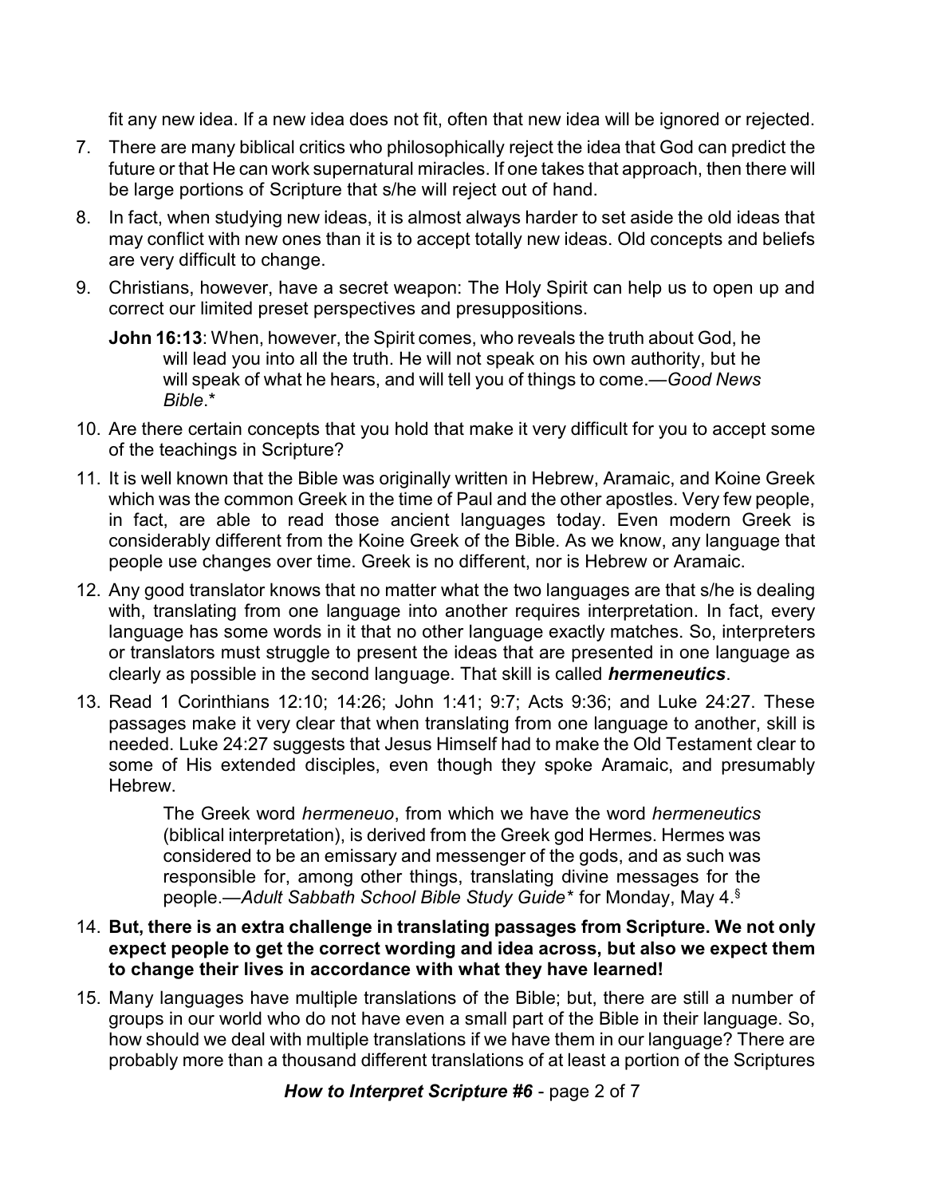fit any new idea. If a new idea does not fit, often that new idea will be ignored or rejected.

7. There are many biblical critics who philosophically reject the idea that God can predict the future or that He can work supernatural miracles. If one takes that approach, then there will be large portions of Scripture that s/he will reject out of hand.

8. In fact, when studying new ideas, it is almost always harder to set aside the old ideas that may conflict with new ones than it is to accept totally new ideas. Old concepts and beliefs are very difficult to change.

9. Christians, however, have a secret weapon: The Holy Spirit can help us to open up and correct our limited preset perspectives and presuppositions.

   **John 16:13**: When, however, the Spirit comes, who reveals the truth about God, he will lead you into all the truth. He will not speak on his own authority, but he will speak of what he hears, and will tell you of things to come.—*Good News Bible*.*

10. Are there certain concepts that you hold that make it very difficult for you to accept some of the teachings in Scripture?

11. It is well known that the Bible was originally written in Hebrew, Aramaic, and Koine Greek which was the common Greek in the time of Paul and the other apostles. Very few people, in fact, are able to read those ancient languages today. Even modern Greek is considerably different from the Koine Greek of the Bible. As we know, any language that people use changes over time. Greek is no different, nor is Hebrew or Aramaic.

12. Any good translator knows that no matter what the two languages are that s/he is dealing with, translating from one language into another requires interpretation. In fact, every language has some words in it that no other language exactly matches. So, interpreters or translators must struggle to present the ideas that are presented in one language as clearly as possible in the second language. That skill is called ***hermeneutics***.

13. Read 1 Corinthians 12:10; 14:26; John 1:41; 9:7; Acts 9:36; and Luke 24:27. These passages make it very clear that when translating from one language to another, skill is needed. Luke 24:27 suggests that Jesus Himself had to make the Old Testament clear to some of His extended disciples, even though they spoke Aramaic, and presumably Hebrew.

    > The Greek word *hermeneuo*, from which we have the word *hermeneutics* (biblical interpretation), is derived from the Greek god Hermes. Hermes was considered to be an emissary and messenger of the gods, and as such was responsible for, among other things, translating divine messages for the people.—*Adult Sabbath School Bible Study Guide** for Monday, May 4.[§]

14. **But, there is an extra challenge in translating passages from Scripture. We not only expect people to get the correct wording and idea across, but also we expect them to change their lives in accordance with what they have learned!**

15. Many languages have multiple translations of the Bible; but, there are still a number of groups in our world who do not have even a small part of the Bible in their language. So, how should we deal with multiple translations if we have them in our language? There are probably more than a thousand different translations of at least a portion of the Scriptures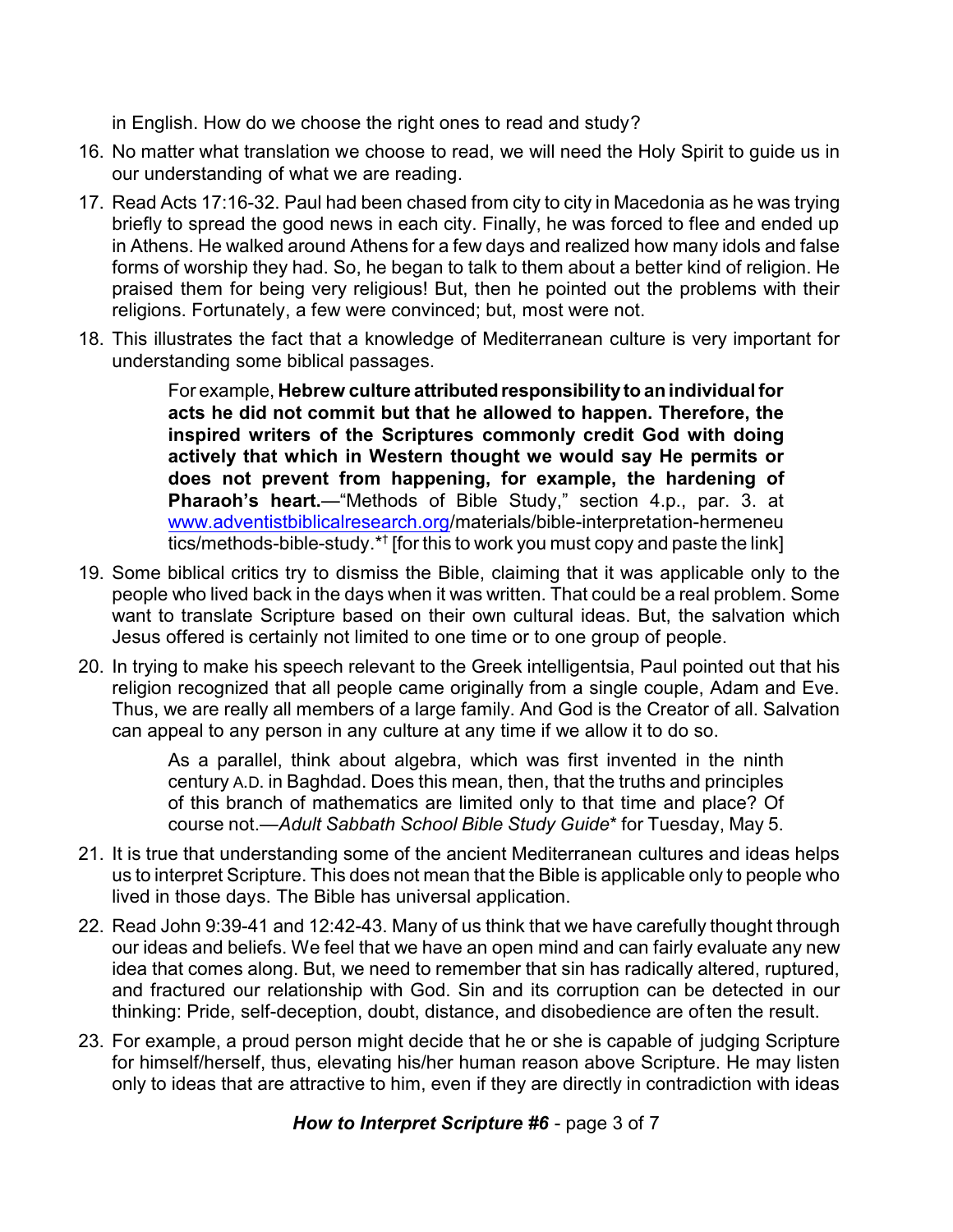in English. How do we choose the right ones to read and study?

16. No matter what translation we choose to read, we will need the Holy Spirit to guide us in our understanding of what we are reading.

17. Read Acts 17:16-32. Paul had been chased from city to city in Macedonia as he was trying briefly to spread the good news in each city. Finally, he was forced to flee and ended up in Athens. He walked around Athens for a few days and realized how many idols and false forms of worship they had. So, he began to talk to them about a better kind of religion. He praised them for being very religious! But, then he pointed out the problems with their religions. Fortunately, a few were convinced; but, most were not.

18. This illustrates the fact that a knowledge of Mediterranean culture is very important for understanding some biblical passages.

> For example, **Hebrew culture attributed responsibility to an individual for acts he did not commit but that he allowed to happen. Therefore, the inspired writers of the Scriptures commonly credit God with doing actively that which in Western thought we would say He permits or does not prevent from happening, for example, the hardening of Pharaoh's heart.**—"Methods of Bible Study," section 4.p., par. 3. at www.adventistbiblicalresearch.org/materials/bible-interpretation-hermeneutics/methods-bible-study.*† [for this to work you must copy and paste the link]

19. Some biblical critics try to dismiss the Bible, claiming that it was applicable only to the people who lived back in the days when it was written. That could be a real problem. Some want to translate Scripture based on their own cultural ideas. But, the salvation which Jesus offered is certainly not limited to one time or to one group of people.

20. In trying to make his speech relevant to the Greek intelligentsia, Paul pointed out that his religion recognized that all people came originally from a single couple, Adam and Eve. Thus, we are really all members of a large family. And God is the Creator of all. Salvation can appeal to any person in any culture at any time if we allow it to do so.

> As a parallel, think about algebra, which was first invented in the ninth century A.D. in Baghdad. Does this mean, then, that the truths and principles of this branch of mathematics are limited only to that time and place? Of course not.—*Adult Sabbath School Bible Study Guide** for Tuesday, May 5.

21. It is true that understanding some of the ancient Mediterranean cultures and ideas helps us to interpret Scripture. This does not mean that the Bible is applicable only to people who lived in those days. The Bible has universal application.

22. Read John 9:39-41 and 12:42-43. Many of us think that we have carefully thought through our ideas and beliefs. We feel that we have an open mind and can fairly evaluate any new idea that comes along. But, we need to remember that sin has radically altered, ruptured, and fractured our relationship with God. Sin and its corruption can be detected in our thinking: Pride, self-deception, doubt, distance, and disobedience are often the result.

23. For example, a proud person might decide that he or she is capable of judging Scripture for himself/herself, thus, elevating his/her human reason above Scripture. He may listen only to ideas that are attractive to him, even if they are directly in contradiction with ideas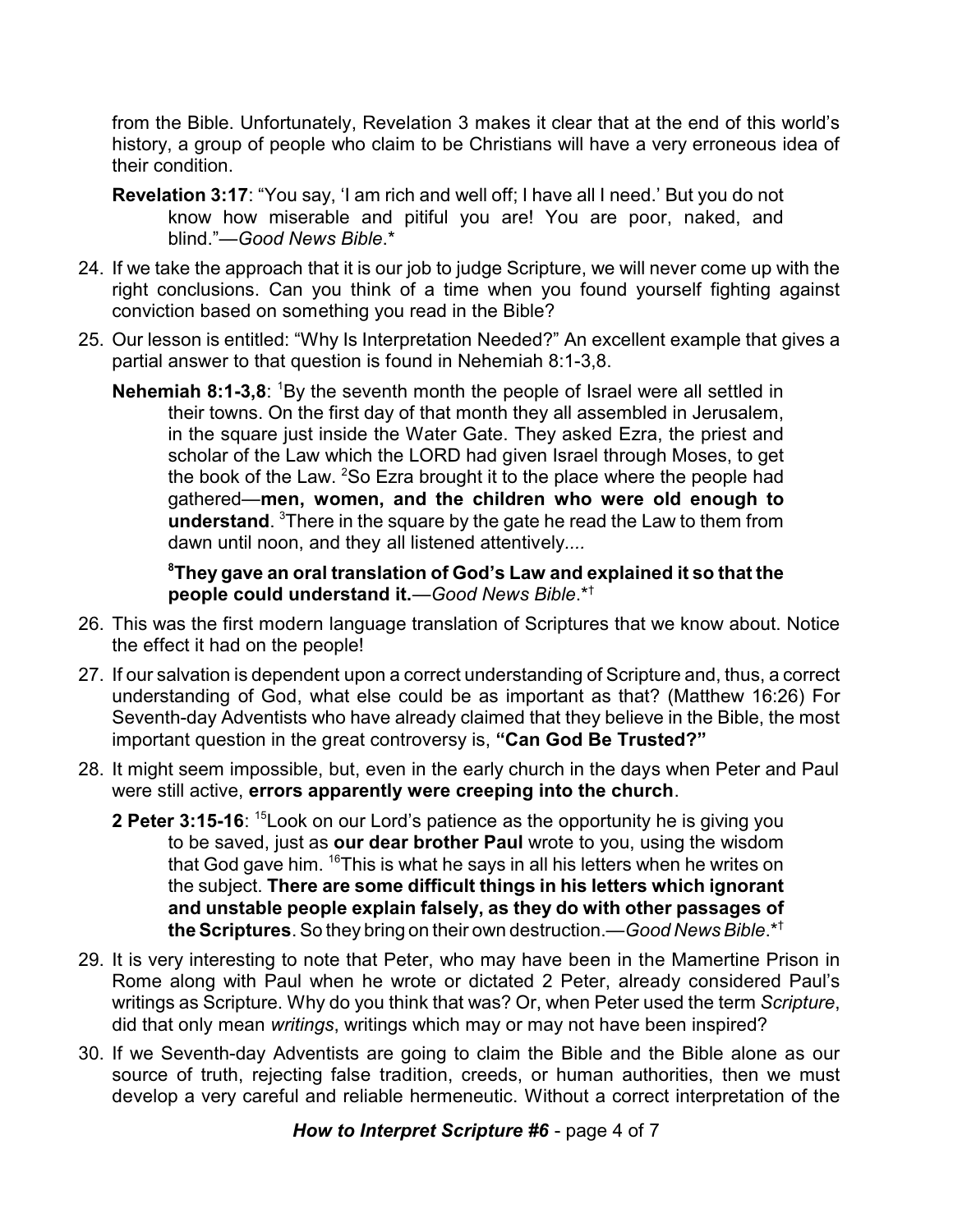from the Bible. Unfortunately, Revelation 3 makes it clear that at the end of this world's history, a group of people who claim to be Christians will have a very erroneous idea of their condition.

> **Revelation 3:17**: "You say, 'I am rich and well off; I have all I need.' But you do not know how miserable and pitiful you are! You are poor, naked, and blind."—*Good News Bible*.*

24. If we take the approach that it is our job to judge Scripture, we will never come up with the right conclusions. Can you think of a time when you found yourself fighting against conviction based on something you read in the Bible?

25. Our lesson is entitled: "Why Is Interpretation Needed?" An excellent example that gives a partial answer to that question is found in Nehemiah 8:1-3,8.

> **Nehemiah 8:1-3,8**: [1]By the seventh month the people of Israel were all settled in their towns. On the first day of that month they all assembled in Jerusalem, in the square just inside the Water Gate. They asked Ezra, the priest and scholar of the Law which the LORD had given Israel through Moses, to get the book of the Law. [2]So Ezra brought it to the place where the people had gathered—**men, women, and the children who were old enough to understand**. [3]There in the square by the gate he read the Law to them from dawn until noon, and they all listened attentively....
>
> **[8]They gave an oral translation of God's Law and explained it so that the people could understand it.**—*Good News Bible*.*†

26. This was the first modern language translation of Scriptures that we know about. Notice the effect it had on the people!

27. If our salvation is dependent upon a correct understanding of Scripture and, thus, a correct understanding of God, what else could be as important as that? (Matthew 16:26) For Seventh-day Adventists who have already claimed that they believe in the Bible, the most important question in the great controversy is, **"Can God Be Trusted?"**

28. It might seem impossible, but, even in the early church in the days when Peter and Paul were still active, **errors apparently were creeping into the church**.

> **2 Peter 3:15-16**: [15]Look on our Lord's patience as the opportunity he is giving you to be saved, just as **our dear brother Paul** wrote to you, using the wisdom that God gave him. [16]This is what he says in all his letters when he writes on the subject. **There are some difficult things in his letters which ignorant and unstable people explain falsely, as they do with other passages of the Scriptures**. So they bring on their own destruction.—*Good News Bible*.*†

29. It is very interesting to note that Peter, who may have been in the Mamertine Prison in Rome along with Paul when he wrote or dictated 2 Peter, already considered Paul's writings as Scripture. Why do you think that was? Or, when Peter used the term *Scripture*, did that only mean *writings*, writings which may or may not have been inspired?

30. If we Seventh-day Adventists are going to claim the Bible and the Bible alone as our source of truth, rejecting false tradition, creeds, or human authorities, then we must develop a very careful and reliable hermeneutic. Without a correct interpretation of the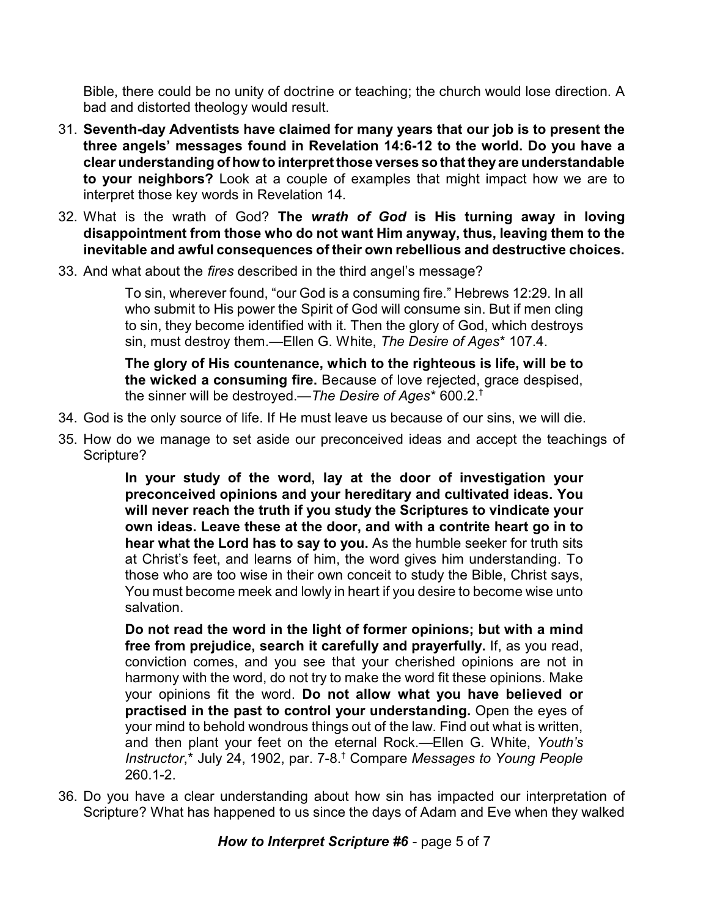Bible, there could be no unity of doctrine or teaching; the church would lose direction. A bad and distorted theology would result.

31. **Seventh-day Adventists have claimed for many years that our job is to present the three angels' messages found in Revelation 14:6-12 to the world. Do you have a clear understanding of how to interpret those verses so that they are understandable to your neighbors?** Look at a couple of examples that might impact how we are to interpret those key words in Revelation 14.

32. What is the wrath of God? **The *wrath of God* is His turning away in loving disappointment from those who do not want Him anyway, thus, leaving them to the inevitable and awful consequences of their own rebellious and destructive choices.**

33. And what about the *fires* described in the third angel's message?

    > To sin, wherever found, "our God is a consuming fire." Hebrews 12:29. In all who submit to His power the Spirit of God will consume sin. But if men cling to sin, they become identified with it. Then the glory of God, which destroys sin, must destroy them.—Ellen G. White, *The Desire of Ages*\* 107.4.
    >
    > **The glory of His countenance, which to the righteous is life, will be to the wicked a consuming fire.** Because of love rejected, grace despised, the sinner will be destroyed.—*The Desire of Ages*\* 600.2.†

34. God is the only source of life. If He must leave us because of our sins, we will die.

35. How do we manage to set aside our preconceived ideas and accept the teachings of Scripture?

    > **In your study of the word, lay at the door of investigation your preconceived opinions and your hereditary and cultivated ideas. You will never reach the truth if you study the Scriptures to vindicate your own ideas. Leave these at the door, and with a contrite heart go in to hear what the Lord has to say to you.** As the humble seeker for truth sits at Christ's feet, and learns of him, the word gives him understanding. To those who are too wise in their own conceit to study the Bible, Christ says, You must become meek and lowly in heart if you desire to become wise unto salvation.
    >
    > **Do not read the word in the light of former opinions; but with a mind free from prejudice, search it carefully and prayerfully.** If, as you read, conviction comes, and you see that your cherished opinions are not in harmony with the word, do not try to make the word fit these opinions. Make your opinions fit the word. **Do not allow what you have believed or practised in the past to control your understanding.** Open the eyes of your mind to behold wondrous things out of the law. Find out what is written, and then plant your feet on the eternal Rock.—Ellen G. White, *Youth's Instructor*,\* July 24, 1902, par. 7-8.† Compare *Messages to Young People* 260.1-2.

36. Do you have a clear understanding about how sin has impacted our interpretation of Scripture? What has happened to us since the days of Adam and Eve when they walked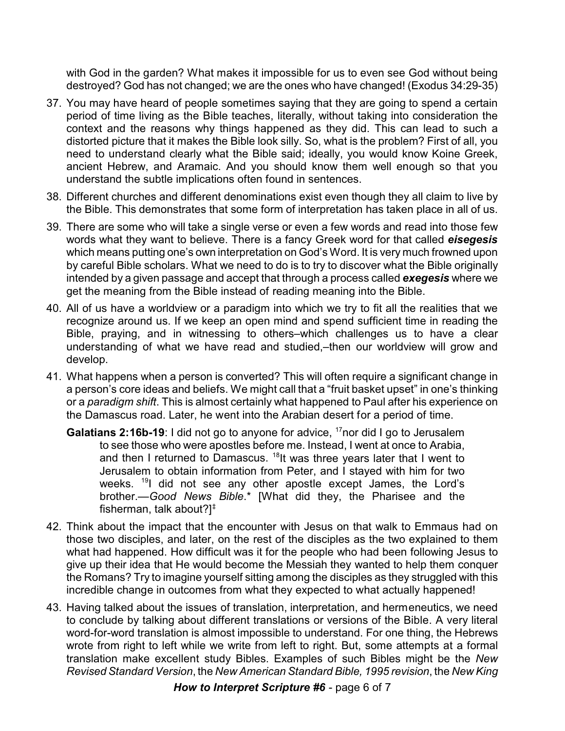with God in the garden? What makes it impossible for us to even see God without being destroyed? God has not changed; we are the ones who have changed! (Exodus 34:29-35)

37. You may have heard of people sometimes saying that they are going to spend a certain period of time living as the Bible teaches, literally, without taking into consideration the context and the reasons why things happened as they did. This can lead to such a distorted picture that it makes the Bible look silly. So, what is the problem? First of all, you need to understand clearly what the Bible said; ideally, you would know Koine Greek, ancient Hebrew, and Aramaic. And you should know them well enough so that you understand the subtle implications often found in sentences.

38. Different churches and different denominations exist even though they all claim to live by the Bible. This demonstrates that some form of interpretation has taken place in all of us.

39. There are some who will take a single verse or even a few words and read into those few words what they want to believe. There is a fancy Greek word for that called ***eisegesis*** which means putting one's own interpretation on God's Word. It is very much frowned upon by careful Bible scholars. What we need to do is to try to discover what the Bible originally intended by a given passage and accept that through a process called ***exegesis*** where we get the meaning from the Bible instead of reading meaning into the Bible.

40. All of us have a worldview or a paradigm into which we try to fit all the realities that we recognize around us. If we keep an open mind and spend sufficient time in reading the Bible, praying, and in witnessing to others–which challenges us to have a clear understanding of what we have read and studied,–then our worldview will grow and develop.

41. What happens when a person is converted? This will often require a significant change in a person's core ideas and beliefs. We might call that a "fruit basket upset" in one's thinking or a *paradigm shift*. This is almost certainly what happened to Paul after his experience on the Damascus road. Later, he went into the Arabian desert for a period of time.

    **Galatians 2:16b-19**: I did not go to anyone for advice, [17]nor did I go to Jerusalem to see those who were apostles before me. Instead, I went at once to Arabia, and then I returned to Damascus. [18]It was three years later that I went to Jerusalem to obtain information from Peter, and I stayed with him for two weeks. [19]I did not see any other apostle except James, the Lord's brother.—*Good News Bible*.* [What did they, the Pharisee and the fisherman, talk about?]‡

42. Think about the impact that the encounter with Jesus on that walk to Emmaus had on those two disciples, and later, on the rest of the disciples as the two explained to them what had happened. How difficult was it for the people who had been following Jesus to give up their idea that He would become the Messiah they wanted to help them conquer the Romans? Try to imagine yourself sitting among the disciples as they struggled with this incredible change in outcomes from what they expected to what actually happened!

43. Having talked about the issues of translation, interpretation, and hermeneutics, we need to conclude by talking about different translations or versions of the Bible. A very literal word-for-word translation is almost impossible to understand. For one thing, the Hebrews wrote from right to left while we write from left to right. But, some attempts at a formal translation make excellent study Bibles. Examples of such Bibles might be the *New Revised Standard Version*, the *New American Standard Bible, 1995 revision*, the *New King*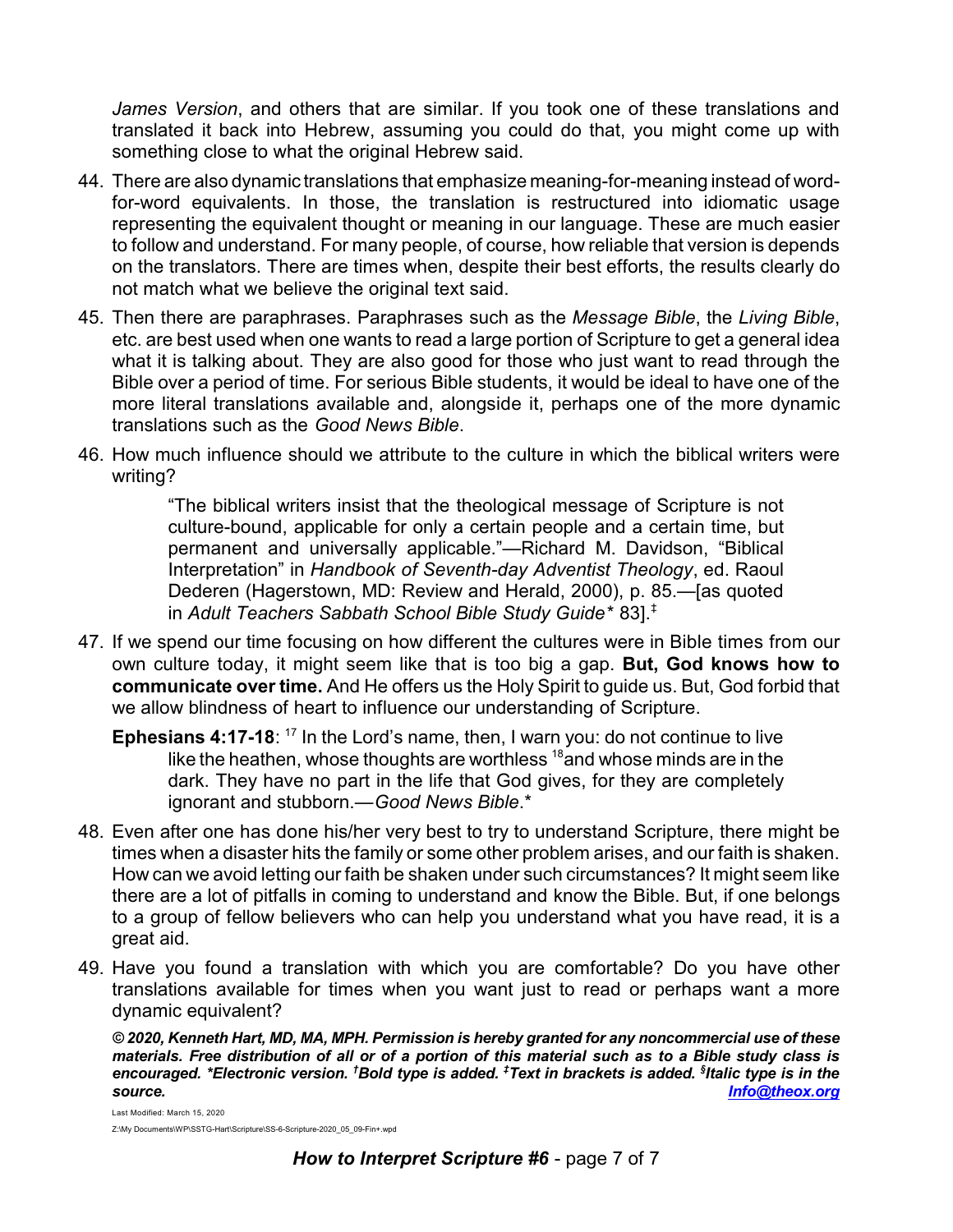*James Version*, and others that are similar. If you took one of these translations and translated it back into Hebrew, assuming you could do that, you might come up with something close to what the original Hebrew said.

44. There are also dynamic translations that emphasize meaning-for-meaning instead of word-for-word equivalents. In those, the translation is restructured into idiomatic usage representing the equivalent thought or meaning in our language. These are much easier to follow and understand. For many people, of course, how reliable that version is depends on the translators. There are times when, despite their best efforts, the results clearly do not match what we believe the original text said.

45. Then there are paraphrases. Paraphrases such as the *Message Bible*, the *Living Bible*, etc. are best used when one wants to read a large portion of Scripture to get a general idea what it is talking about. They are also good for those who just want to read through the Bible over a period of time. For serious Bible students, it would be ideal to have one of the more literal translations available and, alongside it, perhaps one of the more dynamic translations such as the *Good News Bible*.

46. How much influence should we attribute to the culture in which the biblical writers were writing?

> "The biblical writers insist that the theological message of Scripture is not culture-bound, applicable for only a certain people and a certain time, but permanent and universally applicable."—Richard M. Davidson, "Biblical Interpretation" in *Handbook of Seventh-day Adventist Theology*, ed. Raoul Dederen (Hagerstown, MD: Review and Herald, 2000), p. 85.—[as quoted in *Adult Teachers Sabbath School Bible Study Guide\** 83].‡

47. If we spend our time focusing on how different the cultures were in Bible times from our own culture today, it might seem like that is too big a gap. **But, God knows how to communicate over time.** And He offers us the Holy Spirit to guide us. But, God forbid that we allow blindness of heart to influence our understanding of Scripture.

> **Ephesians 4:17-18**: [17] In the Lord's name, then, I warn you: do not continue to live like the heathen, whose thoughts are worthless [18] and whose minds are in the dark. They have no part in the life that God gives, for they are completely ignorant and stubborn.—*Good News Bible*.\*

48. Even after one has done his/her very best to try to understand Scripture, there might be times when a disaster hits the family or some other problem arises, and our faith is shaken. How can we avoid letting our faith be shaken under such circumstances? It might seem like there are a lot of pitfalls in coming to understand and know the Bible. But, if one belongs to a group of fellow believers who can help you understand what you have read, it is a great aid.

49. Have you found a translation with which you are comfortable? Do you have other translations available for times when you want just to read or perhaps want a more dynamic equivalent?

***© 2020, Kenneth Hart, MD, MA, MPH. Permission is hereby granted for any noncommercial use of these materials. Free distribution of all or of a portion of this material such as to a Bible study class is encouraged. \*Electronic version. †Bold type is added. ‡Text in brackets is added. §Italic type is in the source.*** ***Info@theox.org***

Last Modified: March 15, 2020

Z:\My Documents\WP\SSTG-Hart\Scripture\SS-6-Scripture-2020_05_09-Fin+.wpd